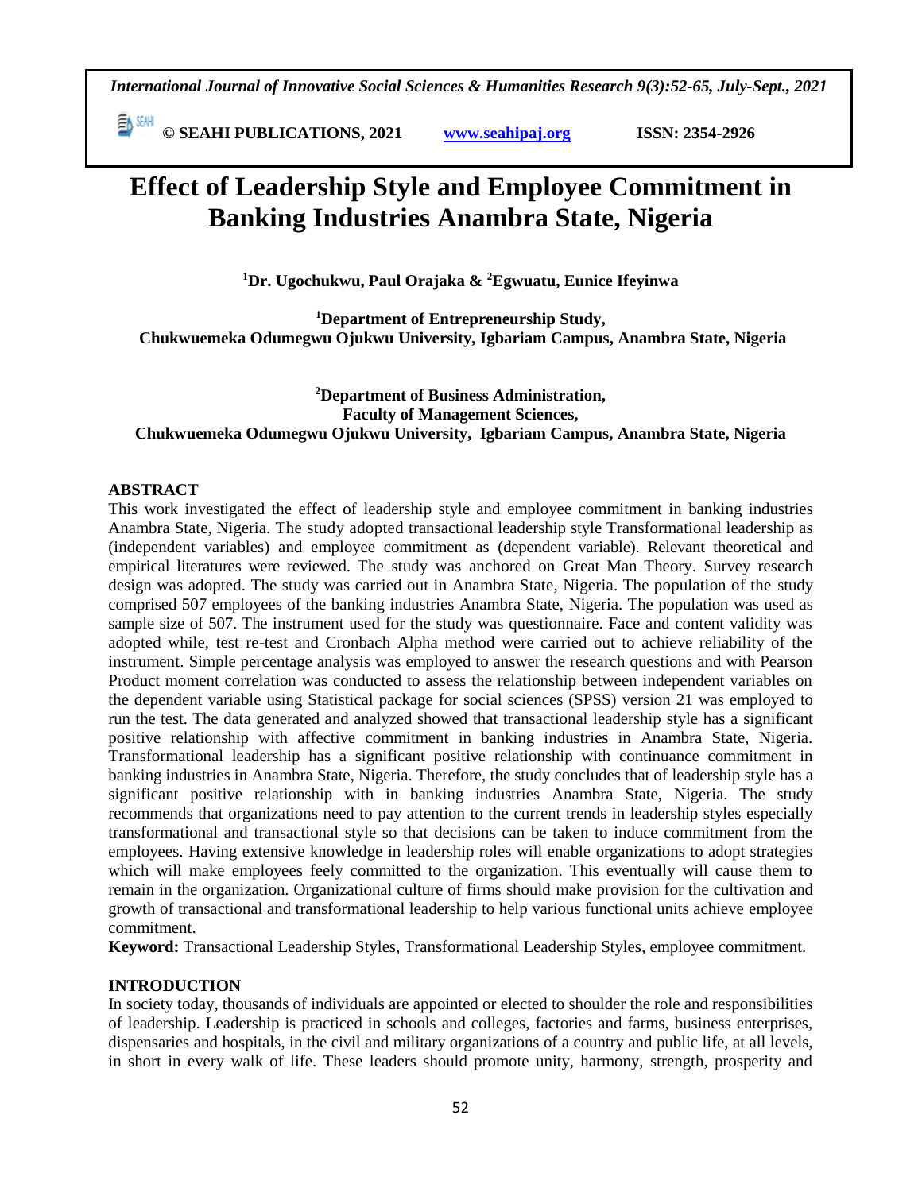# Effect of Leadership Style and Employee Commitment in Banking Industries Anambra State, Nigeria

**[1]Dr. Ugochukwu, Paul Orajaka & [2]Egwuatu, Eunice Ifeyinwa**

**[1]Department of Entrepreneurship Study,**
**Chukwuemeka Odumegwu Ojukwu University, Igbariam Campus, Anambra State, Nigeria**

**[2]Department of Business Administration,**
**Faculty of Management Sciences,**
**Chukwuemeka Odumegwu Ojukwu University, Igbariam Campus, Anambra State, Nigeria**

## ABSTRACT

This work investigated the effect of leadership style and employee commitment in banking industries Anambra State, Nigeria. The study adopted transactional leadership style Transformational leadership as (independent variables) and employee commitment as (dependent variable). Relevant theoretical and empirical literatures were reviewed. The study was anchored on Great Man Theory. Survey research design was adopted. The study was carried out in Anambra State, Nigeria. The population of the study comprised 507 employees of the banking industries Anambra State, Nigeria. The population was used as sample size of 507. The instrument used for the study was questionnaire. Face and content validity was adopted while, test re-test and Cronbach Alpha method were carried out to achieve reliability of the instrument. Simple percentage analysis was employed to answer the research questions and with Pearson Product moment correlation was conducted to assess the relationship between independent variables on the dependent variable using Statistical package for social sciences (SPSS) version 21 was employed to run the test. The data generated and analyzed showed that transactional leadership style has a significant positive relationship with affective commitment in banking industries in Anambra State, Nigeria. Transformational leadership has a significant positive relationship with continuance commitment in banking industries in Anambra State, Nigeria. Therefore, the study concludes that of leadership style has a significant positive relationship with in banking industries Anambra State, Nigeria. The study recommends that organizations need to pay attention to the current trends in leadership styles especially transformational and transactional style so that decisions can be taken to induce commitment from the employees. Having extensive knowledge in leadership roles will enable organizations to adopt strategies which will make employees feely committed to the organization. This eventually will cause them to remain in the organization. Organizational culture of firms should make provision for the cultivation and growth of transactional and transformational leadership to help various functional units achieve employee commitment.

**Keyword:** Transactional Leadership Styles, Transformational Leadership Styles, employee commitment.

## INTRODUCTION

In society today, thousands of individuals are appointed or elected to shoulder the role and responsibilities of leadership. Leadership is practiced in schools and colleges, factories and farms, business enterprises, dispensaries and hospitals, in the civil and military organizations of a country and public life, at all levels, in short in every walk of life. These leaders should promote unity, harmony, strength, prosperity and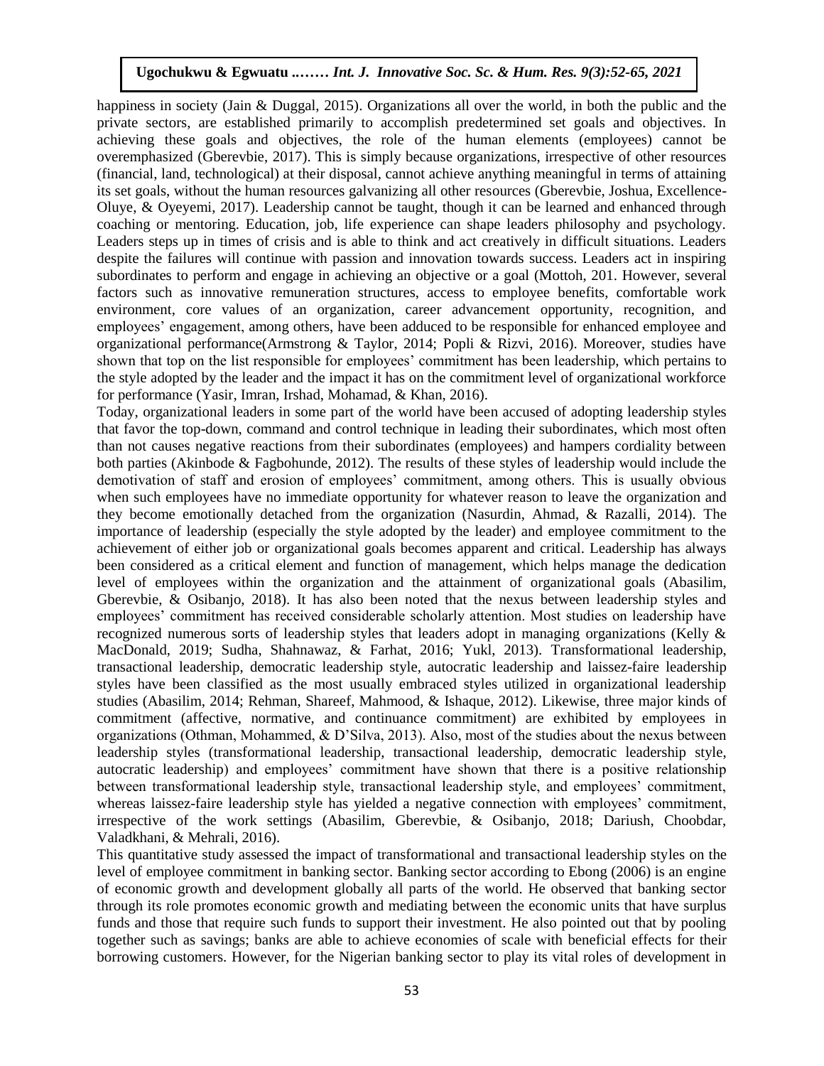happiness in society (Jain & Duggal, 2015). Organizations all over the world, in both the public and the private sectors, are established primarily to accomplish predetermined set goals and objectives. In achieving these goals and objectives, the role of the human elements (employees) cannot be overemphasized (Gberevbie, 2017). This is simply because organizations, irrespective of other resources (financial, land, technological) at their disposal, cannot achieve anything meaningful in terms of attaining its set goals, without the human resources galvanizing all other resources (Gberevbie, Joshua, Excellence-Oluye, & Oyeyemi, 2017). Leadership cannot be taught, though it can be learned and enhanced through coaching or mentoring. Education, job, life experience can shape leaders philosophy and psychology. Leaders steps up in times of crisis and is able to think and act creatively in difficult situations. Leaders despite the failures will continue with passion and innovation towards success. Leaders act in inspiring subordinates to perform and engage in achieving an objective or a goal (Mottoh, 201. However, several factors such as innovative remuneration structures, access to employee benefits, comfortable work environment, core values of an organization, career advancement opportunity, recognition, and employees' engagement, among others, have been adduced to be responsible for enhanced employee and organizational performance(Armstrong & Taylor, 2014; Popli & Rizvi, 2016). Moreover, studies have shown that top on the list responsible for employees' commitment has been leadership, which pertains to the style adopted by the leader and the impact it has on the commitment level of organizational workforce for performance (Yasir, Imran, Irshad, Mohamad, & Khan, 2016).

Today, organizational leaders in some part of the world have been accused of adopting leadership styles that favor the top-down, command and control technique in leading their subordinates, which most often than not causes negative reactions from their subordinates (employees) and hampers cordiality between both parties (Akinbode & Fagbohunde, 2012). The results of these styles of leadership would include the demotivation of staff and erosion of employees' commitment, among others. This is usually obvious when such employees have no immediate opportunity for whatever reason to leave the organization and they become emotionally detached from the organization (Nasurdin, Ahmad, & Razalli, 2014). The importance of leadership (especially the style adopted by the leader) and employee commitment to the achievement of either job or organizational goals becomes apparent and critical. Leadership has always been considered as a critical element and function of management, which helps manage the dedication level of employees within the organization and the attainment of organizational goals (Abasilim, Gberevbie, & Osibanjo, 2018). It has also been noted that the nexus between leadership styles and employees' commitment has received considerable scholarly attention. Most studies on leadership have recognized numerous sorts of leadership styles that leaders adopt in managing organizations (Kelly & MacDonald, 2019; Sudha, Shahnawaz, & Farhat, 2016; Yukl, 2013). Transformational leadership, transactional leadership, democratic leadership style, autocratic leadership and laissez-faire leadership styles have been classified as the most usually embraced styles utilized in organizational leadership studies (Abasilim, 2014; Rehman, Shareef, Mahmood, & Ishaque, 2012). Likewise, three major kinds of commitment (affective, normative, and continuance commitment) are exhibited by employees in organizations (Othman, Mohammed, & D'Silva, 2013). Also, most of the studies about the nexus between leadership styles (transformational leadership, transactional leadership, democratic leadership style, autocratic leadership) and employees' commitment have shown that there is a positive relationship between transformational leadership style, transactional leadership style, and employees' commitment, whereas laissez-faire leadership style has yielded a negative connection with employees' commitment, irrespective of the work settings (Abasilim, Gberevbie, & Osibanjo, 2018; Dariush, Choobdar, Valadkhani, & Mehrali, 2016).

This quantitative study assessed the impact of transformational and transactional leadership styles on the level of employee commitment in banking sector. Banking sector according to Ebong (2006) is an engine of economic growth and development globally all parts of the world. He observed that banking sector through its role promotes economic growth and mediating between the economic units that have surplus funds and those that require such funds to support their investment. He also pointed out that by pooling together such as savings; banks are able to achieve economies of scale with beneficial effects for their borrowing customers. However, for the Nigerian banking sector to play its vital roles of development in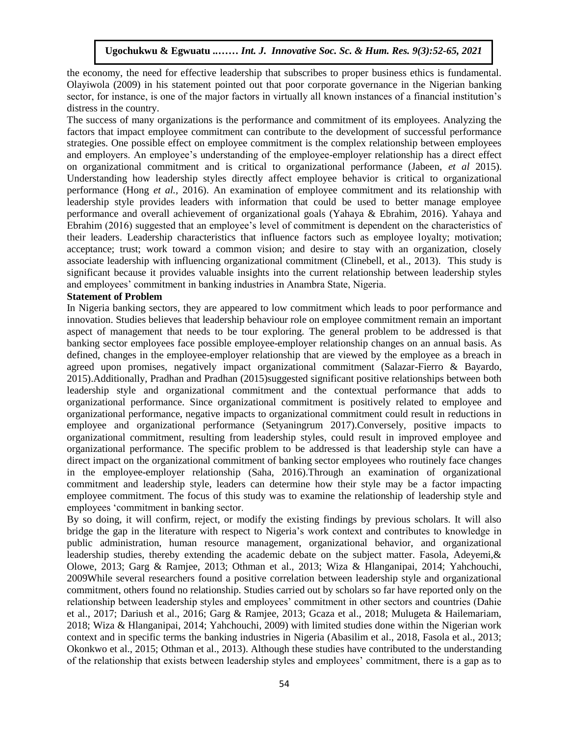the economy, the need for effective leadership that subscribes to proper business ethics is fundamental. Olayiwola (2009) in his statement pointed out that poor corporate governance in the Nigerian banking sector, for instance, is one of the major factors in virtually all known instances of a financial institution's distress in the country.

The success of many organizations is the performance and commitment of its employees. Analyzing the factors that impact employee commitment can contribute to the development of successful performance strategies. One possible effect on employee commitment is the complex relationship between employees and employers. An employee's understanding of the employee-employer relationship has a direct effect on organizational commitment and is critical to organizational performance (Jabeen, *et al* 2015). Understanding how leadership styles directly affect employee behavior is critical to organizational performance (Hong *et al.,* 2016). An examination of employee commitment and its relationship with leadership style provides leaders with information that could be used to better manage employee performance and overall achievement of organizational goals (Yahaya & Ebrahim, 2016). Yahaya and Ebrahim (2016) suggested that an employee's level of commitment is dependent on the characteristics of their leaders. Leadership characteristics that influence factors such as employee loyalty; motivation; acceptance; trust; work toward a common vision; and desire to stay with an organization, closely associate leadership with influencing organizational commitment (Clinebell, et al., 2013). This study is significant because it provides valuable insights into the current relationship between leadership styles and employees' commitment in banking industries in Anambra State, Nigeria.

**Statement of Problem**

In Nigeria banking sectors, they are appeared to low commitment which leads to poor performance and innovation. Studies believes that leadership behaviour role on employee commitment remain an important aspect of management that needs to be tour exploring. The general problem to be addressed is that banking sector employees face possible employee-employer relationship changes on an annual basis. As defined, changes in the employee-employer relationship that are viewed by the employee as a breach in agreed upon promises, negatively impact organizational commitment (Salazar-Fierro & Bayardo, 2015).Additionally, Pradhan and Pradhan (2015)suggested significant positive relationships between both leadership style and organizational commitment and the contextual performance that adds to organizational performance. Since organizational commitment is positively related to employee and organizational performance, negative impacts to organizational commitment could result in reductions in employee and organizational performance (Setyaningrum 2017).Conversely, positive impacts to organizational commitment, resulting from leadership styles, could result in improved employee and organizational performance. The specific problem to be addressed is that leadership style can have a direct impact on the organizational commitment of banking sector employees who routinely face changes in the employee-employer relationship (Saha, 2016).Through an examination of organizational commitment and leadership style, leaders can determine how their style may be a factor impacting employee commitment. The focus of this study was to examine the relationship of leadership style and employees 'commitment in banking sector.

By so doing, it will confirm, reject, or modify the existing findings by previous scholars. It will also bridge the gap in the literature with respect to Nigeria's work context and contributes to knowledge in public administration, human resource management, organizational behavior, and organizational leadership studies, thereby extending the academic debate on the subject matter. Fasola, Adeyemi,& Olowe, 2013; Garg & Ramjee, 2013; Othman et al., 2013; Wiza & Hlanganipai, 2014; Yahchouchi, 2009While several researchers found a positive correlation between leadership style and organizational commitment, others found no relationship. Studies carried out by scholars so far have reported only on the relationship between leadership styles and employees' commitment in other sectors and countries (Dahie et al., 2017; Dariush et al., 2016; Garg & Ramjee, 2013; Gcaza et al., 2018; Mulugeta & Hailemariam, 2018; Wiza & Hlanganipai, 2014; Yahchouchi, 2009) with limited studies done within the Nigerian work context and in specific terms the banking industries in Nigeria (Abasilim et al., 2018, Fasola et al., 2013; Okonkwo et al., 2015; Othman et al., 2013). Although these studies have contributed to the understanding of the relationship that exists between leadership styles and employees' commitment, there is a gap as to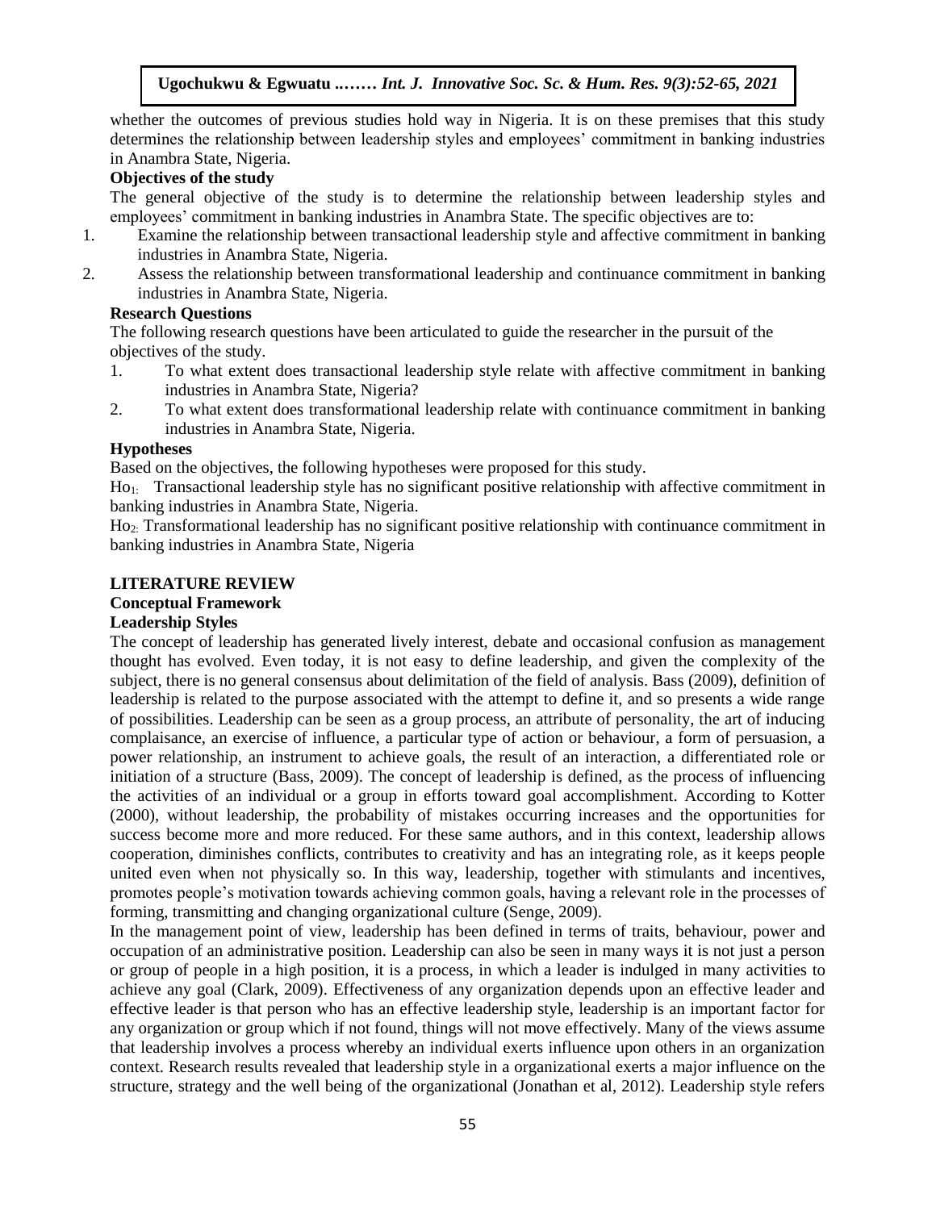whether the outcomes of previous studies hold way in Nigeria. It is on these premises that this study determines the relationship between leadership styles and employees' commitment in banking industries in Anambra State, Nigeria.

### Objectives of the study

The general objective of the study is to determine the relationship between leadership styles and employees' commitment in banking industries in Anambra State. The specific objectives are to:

1. Examine the relationship between transactional leadership style and affective commitment in banking industries in Anambra State, Nigeria.
2. Assess the relationship between transformational leadership and continuance commitment in banking industries in Anambra State, Nigeria.

### Research Questions

The following research questions have been articulated to guide the researcher in the pursuit of the objectives of the study.

1. To what extent does transactional leadership style relate with affective commitment in banking industries in Anambra State, Nigeria?
2. To what extent does transformational leadership relate with continuance commitment in banking industries in Anambra State, Nigeria.

### Hypotheses

Based on the objectives, the following hypotheses were proposed for this study.

$Ho_1$: Transactional leadership style has no significant positive relationship with affective commitment in banking industries in Anambra State, Nigeria.

$Ho_2$: Transformational leadership has no significant positive relationship with continuance commitment in banking industries in Anambra State, Nigeria

## LITERATURE REVIEW

### Conceptual Framework

### Leadership Styles

The concept of leadership has generated lively interest, debate and occasional confusion as management thought has evolved. Even today, it is not easy to define leadership, and given the complexity of the subject, there is no general consensus about delimitation of the field of analysis. Bass (2009), definition of leadership is related to the purpose associated with the attempt to define it, and so presents a wide range of possibilities. Leadership can be seen as a group process, an attribute of personality, the art of inducing complaisance, an exercise of influence, a particular type of action or behaviour, a form of persuasion, a power relationship, an instrument to achieve goals, the result of an interaction, a differentiated role or initiation of a structure (Bass, 2009). The concept of leadership is defined, as the process of influencing the activities of an individual or a group in efforts toward goal accomplishment. According to Kotter (2000), without leadership, the probability of mistakes occurring increases and the opportunities for success become more and more reduced. For these same authors, and in this context, leadership allows cooperation, diminishes conflicts, contributes to creativity and has an integrating role, as it keeps people united even when not physically so. In this way, leadership, together with stimulants and incentives, promotes people's motivation towards achieving common goals, having a relevant role in the processes of forming, transmitting and changing organizational culture (Senge, 2009).

In the management point of view, leadership has been defined in terms of traits, behaviour, power and occupation of an administrative position. Leadership can also be seen in many ways it is not just a person or group of people in a high position, it is a process, in which a leader is indulged in many activities to achieve any goal (Clark, 2009). Effectiveness of any organization depends upon an effective leader and effective leader is that person who has an effective leadership style, leadership is an important factor for any organization or group which if not found, things will not move effectively. Many of the views assume that leadership involves a process whereby an individual exerts influence upon others in an organization context. Research results revealed that leadership style in a organizational exerts a major influence on the structure, strategy and the well being of the organizational (Jonathan et al, 2012). Leadership style refers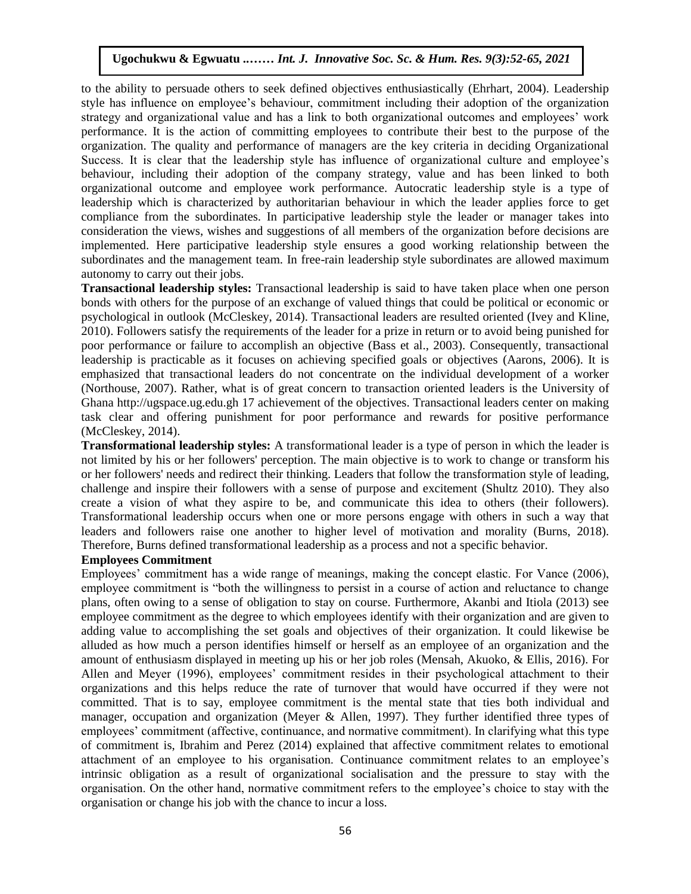to the ability to persuade others to seek defined objectives enthusiastically (Ehrhart, 2004). Leadership style has influence on employee's behaviour, commitment including their adoption of the organization strategy and organizational value and has a link to both organizational outcomes and employees' work performance. It is the action of committing employees to contribute their best to the purpose of the organization. The quality and performance of managers are the key criteria in deciding Organizational Success. It is clear that the leadership style has influence of organizational culture and employee's behaviour, including their adoption of the company strategy, value and has been linked to both organizational outcome and employee work performance. Autocratic leadership style is a type of leadership which is characterized by authoritarian behaviour in which the leader applies force to get compliance from the subordinates. In participative leadership style the leader or manager takes into consideration the views, wishes and suggestions of all members of the organization before decisions are implemented. Here participative leadership style ensures a good working relationship between the subordinates and the management team. In free-rain leadership style subordinates are allowed maximum autonomy to carry out their jobs.

**Transactional leadership styles:** Transactional leadership is said to have taken place when one person bonds with others for the purpose of an exchange of valued things that could be political or economic or psychological in outlook (McCleskey, 2014). Transactional leaders are resulted oriented (Ivey and Kline, 2010). Followers satisfy the requirements of the leader for a prize in return or to avoid being punished for poor performance or failure to accomplish an objective (Bass et al., 2003). Consequently, transactional leadership is practicable as it focuses on achieving specified goals or objectives (Aarons, 2006). It is emphasized that transactional leaders do not concentrate on the individual development of a worker (Northouse, 2007). Rather, what is of great concern to transaction oriented leaders is the University of Ghana http://ugspace.ug.edu.gh 17 achievement of the objectives. Transactional leaders center on making task clear and offering punishment for poor performance and rewards for positive performance (McCleskey, 2014).

**Transformational leadership styles:** A transformational leader is a type of person in which the leader is not limited by his or her followers' perception. The main objective is to work to change or transform his or her followers' needs and redirect their thinking. Leaders that follow the transformation style of leading, challenge and inspire their followers with a sense of purpose and excitement (Shultz 2010). They also create a vision of what they aspire to be, and communicate this idea to others (their followers). Transformational leadership occurs when one or more persons engage with others in such a way that leaders and followers raise one another to higher level of motivation and morality (Burns, 2018). Therefore, Burns defined transformational leadership as a process and not a specific behavior.

**Employees Commitment**

Employees' commitment has a wide range of meanings, making the concept elastic. For Vance (2006), employee commitment is "both the willingness to persist in a course of action and reluctance to change plans, often owing to a sense of obligation to stay on course. Furthermore, Akanbi and Itiola (2013) see employee commitment as the degree to which employees identify with their organization and are given to adding value to accomplishing the set goals and objectives of their organization. It could likewise be alluded as how much a person identifies himself or herself as an employee of an organization and the amount of enthusiasm displayed in meeting up his or her job roles (Mensah, Akuoko, & Ellis, 2016). For Allen and Meyer (1996), employees' commitment resides in their psychological attachment to their organizations and this helps reduce the rate of turnover that would have occurred if they were not committed. That is to say, employee commitment is the mental state that ties both individual and manager, occupation and organization (Meyer & Allen, 1997). They further identified three types of employees' commitment (affective, continuance, and normative commitment). In clarifying what this type of commitment is, Ibrahim and Perez (2014) explained that affective commitment relates to emotional attachment of an employee to his organisation. Continuance commitment relates to an employee's intrinsic obligation as a result of organizational socialisation and the pressure to stay with the organisation. On the other hand, normative commitment refers to the employee's choice to stay with the organisation or change his job with the chance to incur a loss.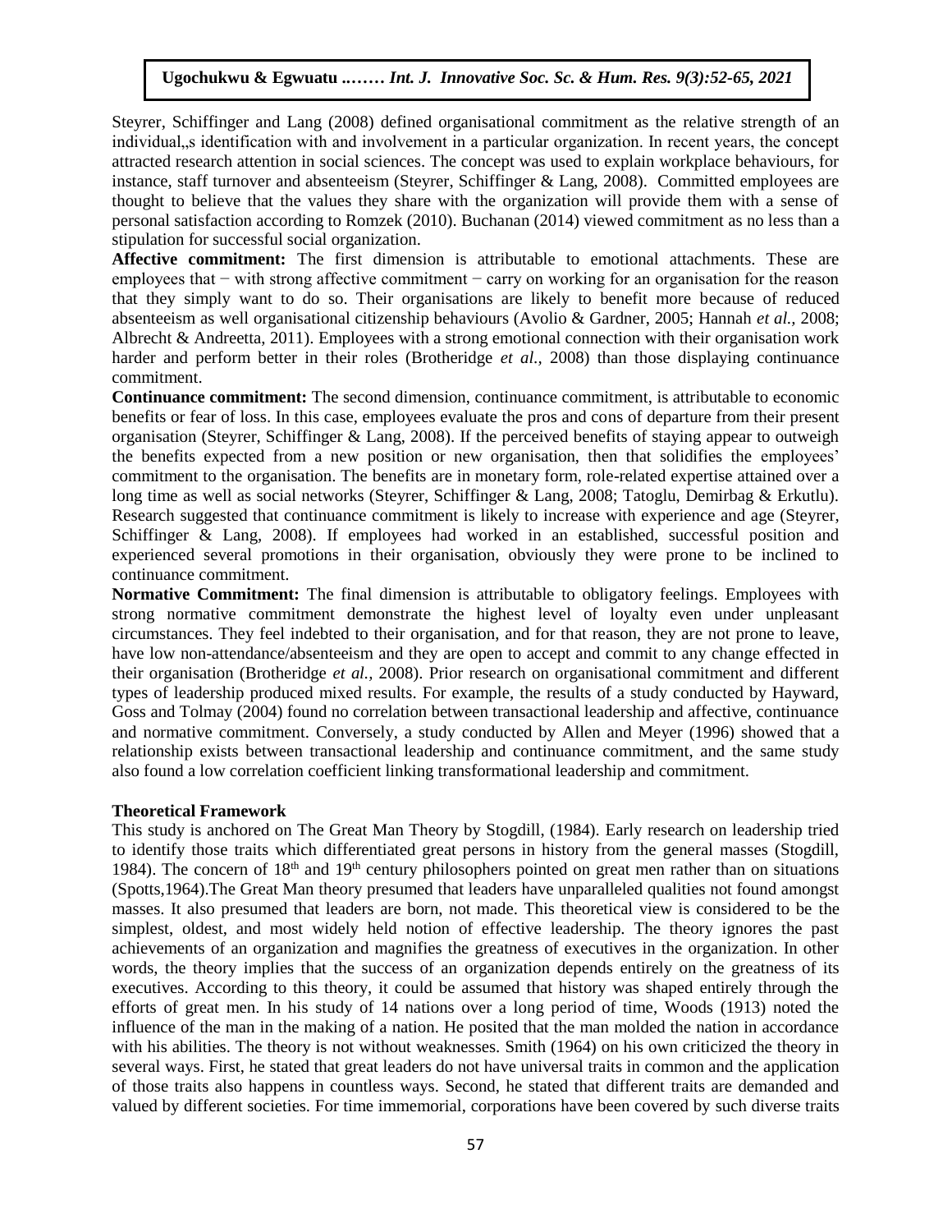Steyrer, Schiffinger and Lang (2008) defined organisational commitment as the relative strength of an individual„s identification with and involvement in a particular organization. In recent years, the concept attracted research attention in social sciences. The concept was used to explain workplace behaviours, for instance, staff turnover and absenteeism (Steyrer, Schiffinger & Lang, 2008). Committed employees are thought to believe that the values they share with the organization will provide them with a sense of personal satisfaction according to Romzek (2010). Buchanan (2014) viewed commitment as no less than a stipulation for successful social organization.

**Affective commitment:** The first dimension is attributable to emotional attachments. These are employees that − with strong affective commitment − carry on working for an organisation for the reason that they simply want to do so. Their organisations are likely to benefit more because of reduced absenteeism as well organisational citizenship behaviours (Avolio & Gardner, 2005; Hannah *et al.,* 2008; Albrecht & Andreetta, 2011). Employees with a strong emotional connection with their organisation work harder and perform better in their roles (Brotheridge *et al.,* 2008) than those displaying continuance commitment.

**Continuance commitment:** The second dimension, continuance commitment, is attributable to economic benefits or fear of loss. In this case, employees evaluate the pros and cons of departure from their present organisation (Steyrer, Schiffinger & Lang, 2008). If the perceived benefits of staying appear to outweigh the benefits expected from a new position or new organisation, then that solidifies the employees' commitment to the organisation. The benefits are in monetary form, role-related expertise attained over a long time as well as social networks (Steyrer, Schiffinger & Lang, 2008; Tatoglu, Demirbag & Erkutlu). Research suggested that continuance commitment is likely to increase with experience and age (Steyrer, Schiffinger & Lang, 2008). If employees had worked in an established, successful position and experienced several promotions in their organisation, obviously they were prone to be inclined to continuance commitment.

**Normative Commitment:** The final dimension is attributable to obligatory feelings. Employees with strong normative commitment demonstrate the highest level of loyalty even under unpleasant circumstances. They feel indebted to their organisation, and for that reason, they are not prone to leave, have low non-attendance/absenteeism and they are open to accept and commit to any change effected in their organisation (Brotheridge *et al.,* 2008). Prior research on organisational commitment and different types of leadership produced mixed results. For example, the results of a study conducted by Hayward, Goss and Tolmay (2004) found no correlation between transactional leadership and affective, continuance and normative commitment. Conversely, a study conducted by Allen and Meyer (1996) showed that a relationship exists between transactional leadership and continuance commitment, and the same study also found a low correlation coefficient linking transformational leadership and commitment.

## Theoretical Framework

This study is anchored on The Great Man Theory by Stogdill, (1984). Early research on leadership tried to identify those traits which differentiated great persons in history from the general masses (Stogdill, 1984). The concern of 18th and 19th century philosophers pointed on great men rather than on situations (Spotts,1964).The Great Man theory presumed that leaders have unparalleled qualities not found amongst masses. It also presumed that leaders are born, not made. This theoretical view is considered to be the simplest, oldest, and most widely held notion of effective leadership. The theory ignores the past achievements of an organization and magnifies the greatness of executives in the organization. In other words, the theory implies that the success of an organization depends entirely on the greatness of its executives. According to this theory, it could be assumed that history was shaped entirely through the efforts of great men. In his study of 14 nations over a long period of time, Woods (1913) noted the influence of the man in the making of a nation. He posited that the man molded the nation in accordance with his abilities. The theory is not without weaknesses. Smith (1964) on his own criticized the theory in several ways. First, he stated that great leaders do not have universal traits in common and the application of those traits also happens in countless ways. Second, he stated that different traits are demanded and valued by different societies. For time immemorial, corporations have been covered by such diverse traits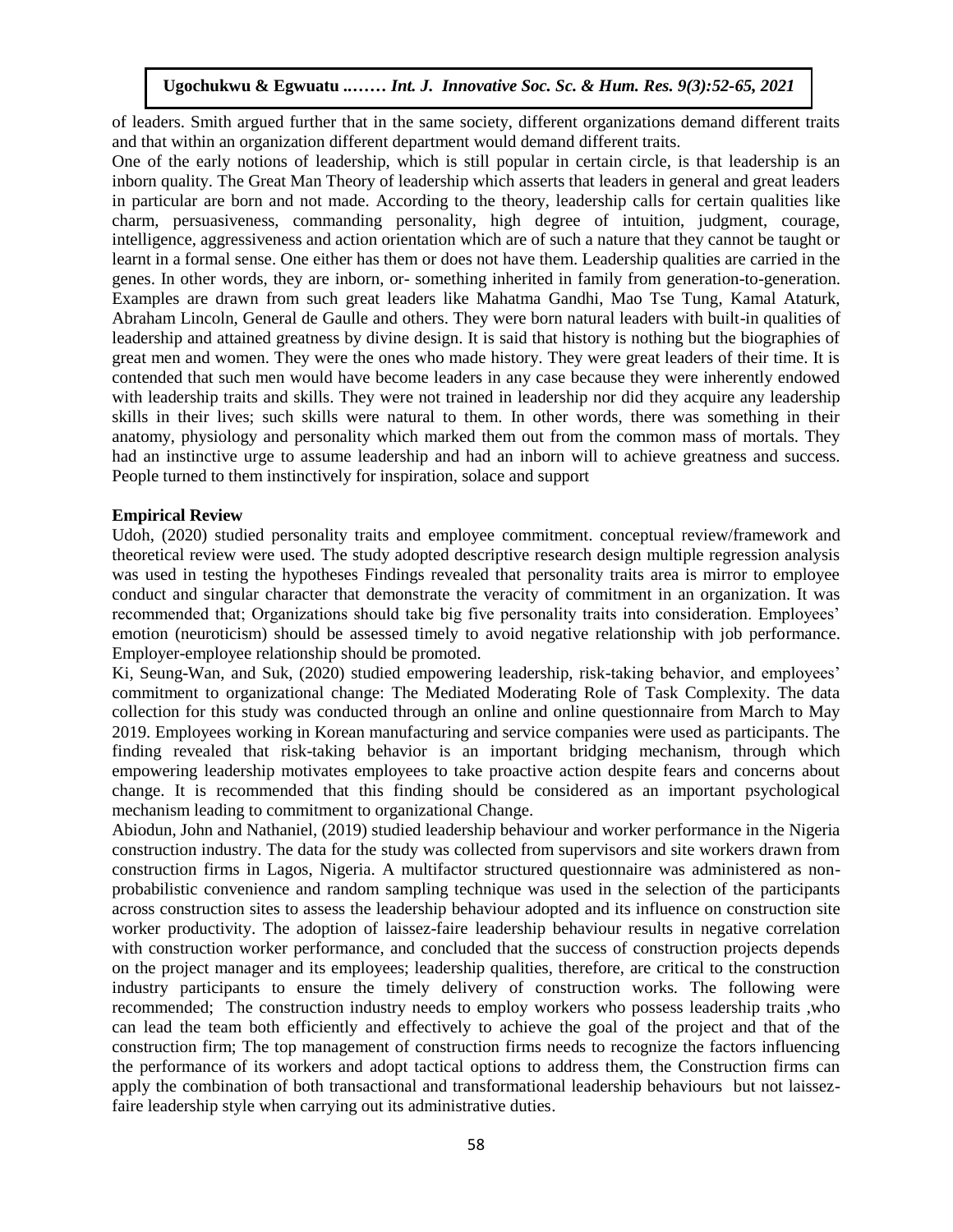of leaders. Smith argued further that in the same society, different organizations demand different traits and that within an organization different department would demand different traits.

One of the early notions of leadership, which is still popular in certain circle, is that leadership is an inborn quality. The Great Man Theory of leadership which asserts that leaders in general and great leaders in particular are born and not made. According to the theory, leadership calls for certain qualities like charm, persuasiveness, commanding personality, high degree of intuition, judgment, courage, intelligence, aggressiveness and action orientation which are of such a nature that they cannot be taught or learnt in a formal sense. One either has them or does not have them. Leadership qualities are carried in the genes. In other words, they are inborn, or- something inherited in family from generation-to-generation. Examples are drawn from such great leaders like Mahatma Gandhi, Mao Tse Tung, Kamal Ataturk, Abraham Lincoln, General de Gaulle and others. They were born natural leaders with built-in qualities of leadership and attained greatness by divine design. It is said that history is nothing but the biographies of great men and women. They were the ones who made history. They were great leaders of their time. It is contended that such men would have become leaders in any case because they were inherently endowed with leadership traits and skills. They were not trained in leadership nor did they acquire any leadership skills in their lives; such skills were natural to them. In other words, there was something in their anatomy, physiology and personality which marked them out from the common mass of mortals. They had an instinctive urge to assume leadership and had an inborn will to achieve greatness and success. People turned to them instinctively for inspiration, solace and support

**Empirical Review**

Udoh, (2020) studied personality traits and employee commitment. conceptual review/framework and theoretical review were used. The study adopted descriptive research design multiple regression analysis was used in testing the hypotheses Findings revealed that personality traits area is mirror to employee conduct and singular character that demonstrate the veracity of commitment in an organization. It was recommended that; Organizations should take big five personality traits into consideration. Employees' emotion (neuroticism) should be assessed timely to avoid negative relationship with job performance. Employer-employee relationship should be promoted.

Ki, Seung-Wan, and Suk, (2020) studied empowering leadership, risk-taking behavior, and employees' commitment to organizational change: The Mediated Moderating Role of Task Complexity. The data collection for this study was conducted through an online and online questionnaire from March to May 2019. Employees working in Korean manufacturing and service companies were used as participants. The finding revealed that risk-taking behavior is an important bridging mechanism, through which empowering leadership motivates employees to take proactive action despite fears and concerns about change. It is recommended that this finding should be considered as an important psychological mechanism leading to commitment to organizational Change.

Abiodun, John and Nathaniel, (2019) studied leadership behaviour and worker performance in the Nigeria construction industry. The data for the study was collected from supervisors and site workers drawn from construction firms in Lagos, Nigeria. A multifactor structured questionnaire was administered as non-probabilistic convenience and random sampling technique was used in the selection of the participants across construction sites to assess the leadership behaviour adopted and its influence on construction site worker productivity. The adoption of laissez-faire leadership behaviour results in negative correlation with construction worker performance, and concluded that the success of construction projects depends on the project manager and its employees; leadership qualities, therefore, are critical to the construction industry participants to ensure the timely delivery of construction works. The following were recommended; The construction industry needs to employ workers who possess leadership traits ,who can lead the team both efficiently and effectively to achieve the goal of the project and that of the construction firm; The top management of construction firms needs to recognize the factors influencing the performance of its workers and adopt tactical options to address them, the Construction firms can apply the combination of both transactional and transformational leadership behaviours but not laissez-faire leadership style when carrying out its administrative duties.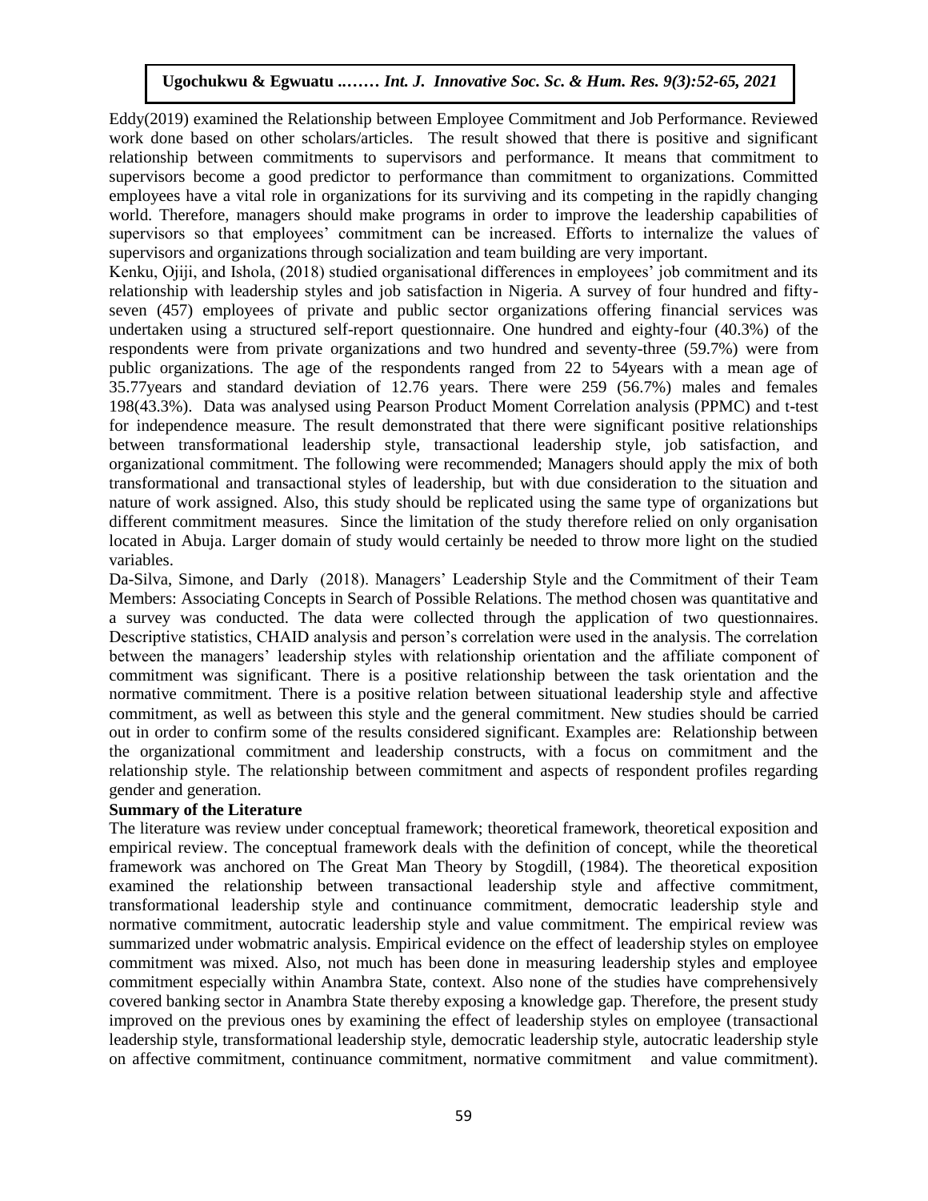Eddy(2019) examined the Relationship between Employee Commitment and Job Performance. Reviewed work done based on other scholars/articles. The result showed that there is positive and significant relationship between commitments to supervisors and performance. It means that commitment to supervisors become a good predictor to performance than commitment to organizations. Committed employees have a vital role in organizations for its surviving and its competing in the rapidly changing world. Therefore, managers should make programs in order to improve the leadership capabilities of supervisors so that employees' commitment can be increased. Efforts to internalize the values of supervisors and organizations through socialization and team building are very important.

Kenku, Ojiji, and Ishola, (2018) studied organisational differences in employees' job commitment and its relationship with leadership styles and job satisfaction in Nigeria. A survey of four hundred and fifty-seven (457) employees of private and public sector organizations offering financial services was undertaken using a structured self-report questionnaire. One hundred and eighty-four (40.3%) of the respondents were from private organizations and two hundred and seventy-three (59.7%) were from public organizations. The age of the respondents ranged from 22 to 54years with a mean age of 35.77years and standard deviation of 12.76 years. There were 259 (56.7%) males and females 198(43.3%). Data was analysed using Pearson Product Moment Correlation analysis (PPMC) and t-test for independence measure. The result demonstrated that there were significant positive relationships between transformational leadership style, transactional leadership style, job satisfaction, and organizational commitment. The following were recommended; Managers should apply the mix of both transformational and transactional styles of leadership, but with due consideration to the situation and nature of work assigned. Also, this study should be replicated using the same type of organizations but different commitment measures. Since the limitation of the study therefore relied on only organisation located in Abuja. Larger domain of study would certainly be needed to throw more light on the studied variables.

Da-Silva, Simone, and Darly (2018). Managers' Leadership Style and the Commitment of their Team Members: Associating Concepts in Search of Possible Relations. The method chosen was quantitative and a survey was conducted. The data were collected through the application of two questionnaires. Descriptive statistics, CHAID analysis and person's correlation were used in the analysis. The correlation between the managers' leadership styles with relationship orientation and the affiliate component of commitment was significant. There is a positive relationship between the task orientation and the normative commitment. There is a positive relation between situational leadership style and affective commitment, as well as between this style and the general commitment. New studies should be carried out in order to confirm some of the results considered significant. Examples are: Relationship between the organizational commitment and leadership constructs, with a focus on commitment and the relationship style. The relationship between commitment and aspects of respondent profiles regarding gender and generation.

**Summary of the Literature**

The literature was review under conceptual framework; theoretical framework, theoretical exposition and empirical review. The conceptual framework deals with the definition of concept, while the theoretical framework was anchored on The Great Man Theory by Stogdill, (1984). The theoretical exposition examined the relationship between transactional leadership style and affective commitment, transformational leadership style and continuance commitment, democratic leadership style and normative commitment, autocratic leadership style and value commitment. The empirical review was summarized under wobmatric analysis. Empirical evidence on the effect of leadership styles on employee commitment was mixed. Also, not much has been done in measuring leadership styles and employee commitment especially within Anambra State, context. Also none of the studies have comprehensively covered banking sector in Anambra State thereby exposing a knowledge gap. Therefore, the present study improved on the previous ones by examining the effect of leadership styles on employee (transactional leadership style, transformational leadership style, democratic leadership style, autocratic leadership style on affective commitment, continuance commitment, normative commitment and value commitment).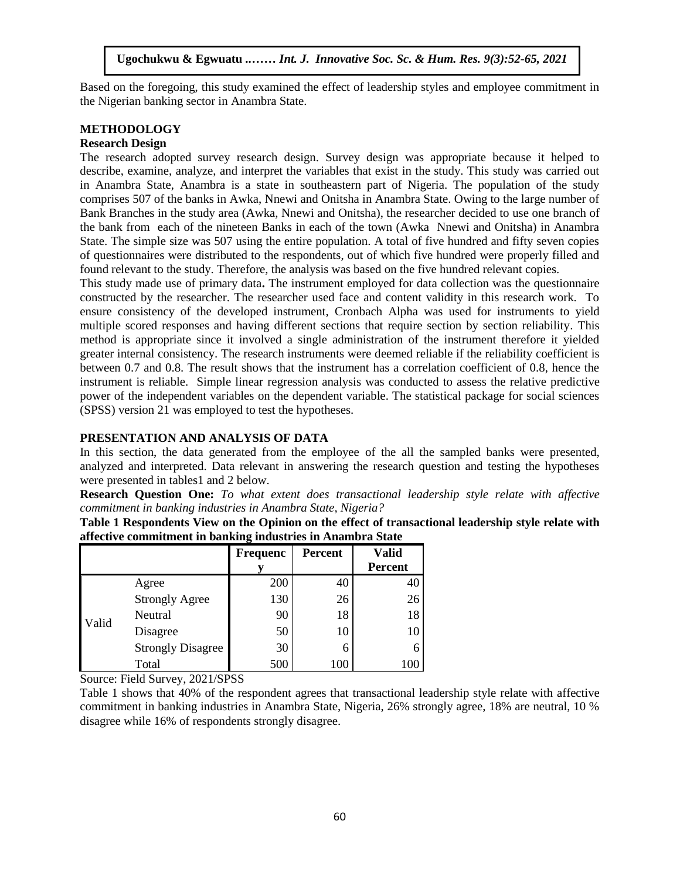Based on the foregoing, this study examined the effect of leadership styles and employee commitment in the Nigerian banking sector in Anambra State.

## METHODOLOGY

### Research Design

The research adopted survey research design. Survey design was appropriate because it helped to describe, examine, analyze, and interpret the variables that exist in the study. This study was carried out in Anambra State, Anambra is a state in southeastern part of Nigeria. The population of the study comprises 507 of the banks in Awka, Nnewi and Onitsha in Anambra State. Owing to the large number of Bank Branches in the study area (Awka, Nnewi and Onitsha), the researcher decided to use one branch of the bank from each of the nineteen Banks in each of the town (Awka Nnewi and Onitsha) in Anambra State. The simple size was 507 using the entire population. A total of five hundred and fifty seven copies of questionnaires were distributed to the respondents, out of which five hundred were properly filled and found relevant to the study. Therefore, the analysis was based on the five hundred relevant copies.

This study made use of primary data**.** The instrument employed for data collection was the questionnaire constructed by the researcher. The researcher used face and content validity in this research work. To ensure consistency of the developed instrument, Cronbach Alpha was used for instruments to yield multiple scored responses and having different sections that require section by section reliability. This method is appropriate since it involved a single administration of the instrument therefore it yielded greater internal consistency. The research instruments were deemed reliable if the reliability coefficient is between 0.7 and 0.8. The result shows that the instrument has a correlation coefficient of 0.8, hence the instrument is reliable. Simple linear regression analysis was conducted to assess the relative predictive power of the independent variables on the dependent variable. The statistical package for social sciences (SPSS) version 21 was employed to test the hypotheses.

## PRESENTATION AND ANALYSIS OF DATA

In this section, the data generated from the employee of the all the sampled banks were presented, analyzed and interpreted. Data relevant in answering the research question and testing the hypotheses were presented in tables1 and 2 below.

**Research Question One:** *To what extent does transactional leadership style relate with affective commitment in banking industries in Anambra State, Nigeria?*

**Table 1 Respondents View on the Opinion on the effect of transactional leadership style relate with affective commitment in banking industries in Anambra State**

| | | Frequency | Percent | Valid Percent |
|---|---|---|---|---|
| Valid | Agree | 200 | 40 | 40 |
| | Strongly Agree | 130 | 26 | 26 |
| | Neutral | 90 | 18 | 18 |
| | Disagree | 50 | 10 | 10 |
| | Strongly Disagree | 30 | 6 | 6 |
| | Total | 500 | 100 | 100 |

Source: Field Survey, 2021/SPSS

Table 1 shows that 40% of the respondent agrees that transactional leadership style relate with affective commitment in banking industries in Anambra State, Nigeria, 26% strongly agree, 18% are neutral, 10 % disagree while 16% of respondents strongly disagree.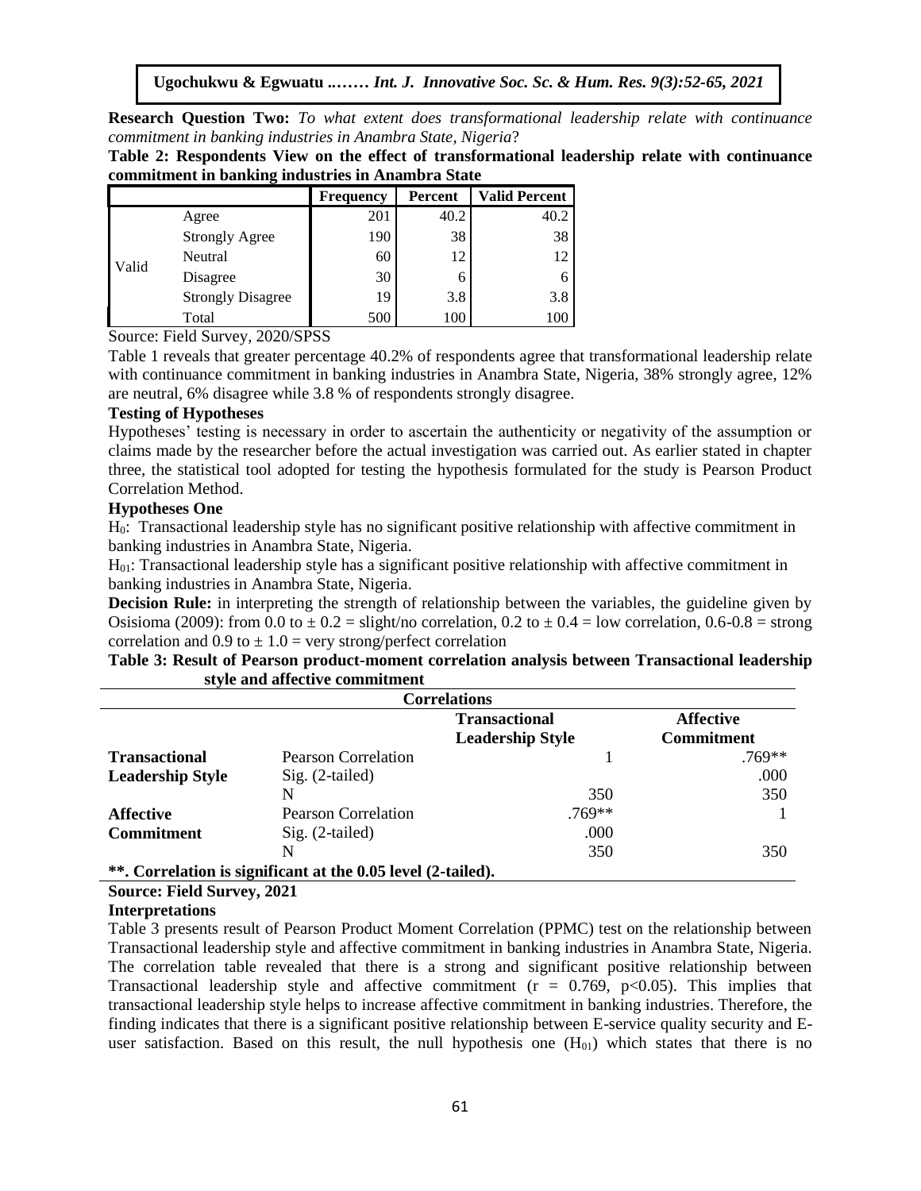**Research Question Two:** *To what extent does transformational leadership relate with continuance commitment in banking industries in Anambra State, Nigeria*?

**Table 2: Respondents View on the effect of transformational leadership relate with continuance commitment in banking industries in Anambra State**

| | | Frequency | Percent | Valid Percent |
|---|---|---|---|---|
| Valid | Agree | 201 | 40.2 | 40.2 |
| | Strongly Agree | 190 | 38 | 38 |
| | Neutral | 60 | 12 | 12 |
| | Disagree | 30 | 6 | 6 |
| | Strongly Disagree | 19 | 3.8 | 3.8 |
| | Total | 500 | 100 | 100 |

Source: Field Survey, 2020/SPSS

Table 1 reveals that greater percentage 40.2% of respondents agree that transformational leadership relate with continuance commitment in banking industries in Anambra State, Nigeria, 38% strongly agree, 12% are neutral, 6% disagree while 3.8 % of respondents strongly disagree.

### Testing of Hypotheses

Hypotheses' testing is necessary in order to ascertain the authenticity or negativity of the assumption or claims made by the researcher before the actual investigation was carried out. As earlier stated in chapter three, the statistical tool adopted for testing the hypothesis formulated for the study is Pearson Product Correlation Method.

### Hypotheses One

$H_0$: Transactional leadership style has no significant positive relationship with affective commitment in banking industries in Anambra State, Nigeria.

$H_{01}$: Transactional leadership style has a significant positive relationship with affective commitment in banking industries in Anambra State, Nigeria.

**Decision Rule:** in interpreting the strength of relationship between the variables, the guideline given by Osisioma (2009): from 0.0 to $\pm$ 0.2 = slight/no correlation, 0.2 to $\pm$ 0.4 = low correlation, 0.6-0.8 = strong correlation and 0.9 to $\pm$ 1.0 = very strong/perfect correlation

**Table 3: Result of Pearson product-moment correlation analysis between Transactional leadership style and affective commitment**

| Correlations | | | |
|---|---|---|---|
| | | **Transactional Leadership Style** | **Affective Commitment** |
| **Transactional Leadership Style** | Pearson Correlation | 1 | .769** |
| | Sig. (2-tailed) | | .000 |
| | N | 350 | 350 |
| **Affective Commitment** | Pearson Correlation | .769** | 1 |
| | Sig. (2-tailed) | .000 | |
| | N | 350 | 350 |

**\*\*. Correlation is significant at the 0.05 level (2-tailed).**

**Source: Field Survey, 2021**

**Interpretations**

Table 3 presents result of Pearson Product Moment Correlation (PPMC) test on the relationship between Transactional leadership style and affective commitment in banking industries in Anambra State, Nigeria. The correlation table revealed that there is a strong and significant positive relationship between Transactional leadership style and affective commitment ($r = 0.769$, $p<0.05$). This implies that transactional leadership style helps to increase affective commitment in banking industries. Therefore, the finding indicates that there is a significant positive relationship between E-service quality security and E-user satisfaction. Based on this result, the null hypothesis one ($H_{01}$) which states that there is no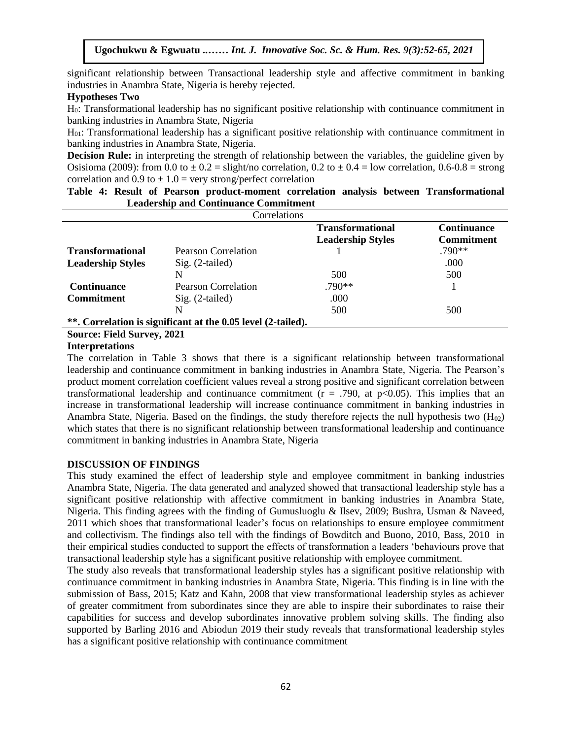significant relationship between Transactional leadership style and affective commitment in banking industries in Anambra State, Nigeria is hereby rejected.

**Hypotheses Two**

$H_0$: Transformational leadership has no significant positive relationship with continuance commitment in banking industries in Anambra State, Nigeria

$H_{01}$: Transformational leadership has a significant positive relationship with continuance commitment in banking industries in Anambra State, Nigeria.

**Decision Rule:** in interpreting the strength of relationship between the variables, the guideline given by Osisioma (2009): from 0.0 to $\pm$ 0.2 = slight/no correlation, 0.2 to $\pm$ 0.4 = low correlation, 0.6-0.8 = strong correlation and 0.9 to $\pm$ 1.0 = very strong/perfect correlation

**Table 4: Result of Pearson product-moment correlation analysis between Transformational Leadership and Continuance Commitment**

| Correlations | | | |
|---|---|---|---|
| | | **Transformational Leadership Styles** | **Continuance Commitment** |
| **Transformational Leadership Styles** | Pearson Correlation | 1 | .790** |
| | Sig. (2-tailed) | | .000 |
| | N | 500 | 500 |
| **Continuance Commitment** | Pearson Correlation | .790** | 1 |
| | Sig. (2-tailed) | .000 | |
| | N | 500 | 500 |

****. Correlation is significant at the 0.05 level (2-tailed).**

**Source: Field Survey, 2021**

**Interpretations**

The correlation in Table 3 shows that there is a significant relationship between transformational leadership and continuance commitment in banking industries in Anambra State, Nigeria. The Pearson's product moment correlation coefficient values reveal a strong positive and significant correlation between transformational leadership and continuance commitment ($r$ = .790, at $p<0.05$). This implies that an increase in transformational leadership will increase continuance commitment in banking industries in Anambra State, Nigeria. Based on the findings, the study therefore rejects the null hypothesis two ($H_{02}$) which states that there is no significant relationship between transformational leadership and continuance commitment in banking industries in Anambra State, Nigeria

**DISCUSSION OF FINDINGS**

This study examined the effect of leadership style and employee commitment in banking industries Anambra State, Nigeria. The data generated and analyzed showed that transactional leadership style has a significant positive relationship with affective commitment in banking industries in Anambra State, Nigeria. This finding agrees with the finding of Gumusluoglu & Ilsev, 2009; Bushra, Usman & Naveed, 2011 which shoes that transformational leader's focus on relationships to ensure employee commitment and collectivism. The findings also tell with the findings of Bowditch and Buono, 2010, Bass, 2010 in their empirical studies conducted to support the effects of transformation a leaders 'behaviours prove that transactional leadership style has a significant positive relationship with employee commitment.

The study also reveals that transformational leadership styles has a significant positive relationship with continuance commitment in banking industries in Anambra State, Nigeria. This finding is in line with the submission of Bass, 2015; Katz and Kahn, 2008 that view transformational leadership styles as achiever of greater commitment from subordinates since they are able to inspire their subordinates to raise their capabilities for success and develop subordinates innovative problem solving skills. The finding also supported by Barling 2016 and Abiodun 2019 their study reveals that transformational leadership styles has a significant positive relationship with continuance commitment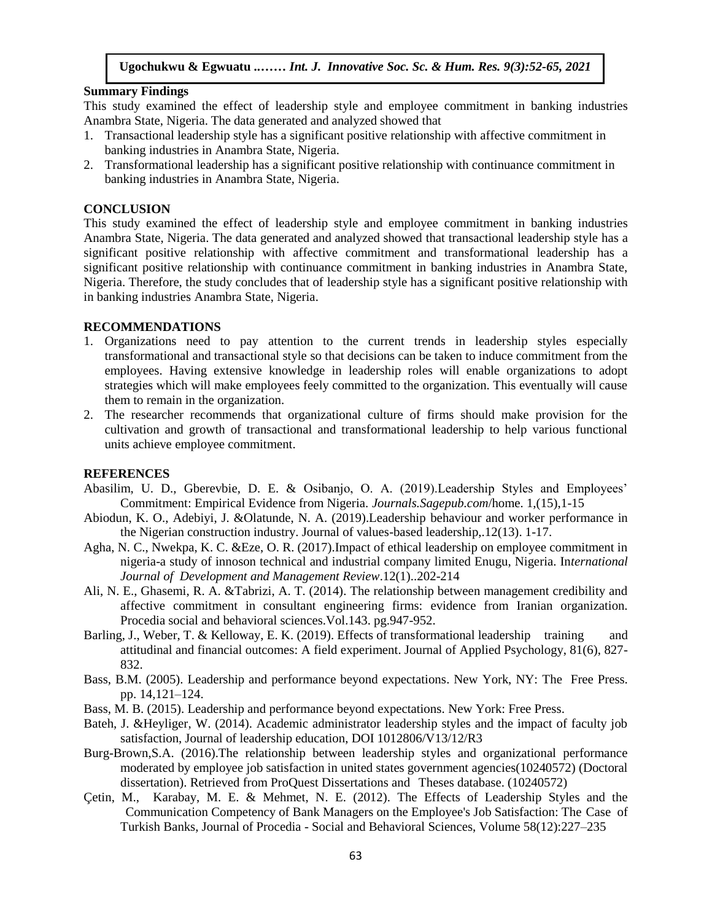**Summary Findings**

This study examined the effect of leadership style and employee commitment in banking industries Anambra State, Nigeria. The data generated and analyzed showed that

1. Transactional leadership style has a significant positive relationship with affective commitment in banking industries in Anambra State, Nigeria.
2. Transformational leadership has a significant positive relationship with continuance commitment in banking industries in Anambra State, Nigeria.

## CONCLUSION

This study examined the effect of leadership style and employee commitment in banking industries Anambra State, Nigeria. The data generated and analyzed showed that transactional leadership style has a significant positive relationship with affective commitment and transformational leadership has a significant positive relationship with continuance commitment in banking industries in Anambra State, Nigeria. Therefore, the study concludes that of leadership style has a significant positive relationship with in banking industries Anambra State, Nigeria.

## RECOMMENDATIONS

1. Organizations need to pay attention to the current trends in leadership styles especially transformational and transactional style so that decisions can be taken to induce commitment from the employees. Having extensive knowledge in leadership roles will enable organizations to adopt strategies which will make employees feely committed to the organization. This eventually will cause them to remain in the organization.
2. The researcher recommends that organizational culture of firms should make provision for the cultivation and growth of transactional and transformational leadership to help various functional units achieve employee commitment.

## REFERENCES

Abasilim, U. D., Gberevbie, D. E. & Osibanjo, O. A. (2019).Leadership Styles and Employees' Commitment: Empirical Evidence from Nigeria. *Journals.Sagepub.com*/home. 1,(15),1-15

Abiodun, K. O., Adebiyi, J. &Olatunde, N. A. (2019).Leadership behaviour and worker performance in the Nigerian construction industry. Journal of values-based leadership,.12(13). 1-17.

Agha, N. C., Nwekpa, K. C. &Eze, O. R. (2017).Impact of ethical leadership on employee commitment in nigeria-a study of innoson technical and industrial company limited Enugu, Nigeria. In*ternational Journal of Development and Management Review*.12(1)..202-214

Ali, N. E., Ghasemi, R. A. &Tabrizi, A. T. (2014). The relationship between management credibility and affective commitment in consultant engineering firms: evidence from Iranian organization. Procedia social and behavioral sciences.Vol.143. pg.947-952.

Barling, J., Weber, T. & Kelloway, E. K. (2019). Effects of transformational leadership training and attitudinal and financial outcomes: A field experiment. Journal of Applied Psychology, 81(6), 827-832.

Bass, B.M. (2005). Leadership and performance beyond expectations. New York, NY: The Free Press. pp. 14,121–124.

Bass, M. B. (2015). Leadership and performance beyond expectations. New York: Free Press.

Bateh, J. &Heyliger, W. (2014). Academic administrator leadership styles and the impact of faculty job satisfaction, Journal of leadership education, DOI 1012806/V13/12/R3

Burg-Brown,S.A. (2016).The relationship between leadership styles and organizational performance moderated by employee job satisfaction in united states government agencies(10240572) (Doctoral dissertation). Retrieved from ProQuest Dissertations and Theses database. (10240572)

Çetin, M., Karabay, M. E. & Mehmet, N. E. (2012). The Effects of Leadership Styles and the Communication Competency of Bank Managers on the Employee's Job Satisfaction: The Case of Turkish Banks, Journal of Procedia - Social and Behavioral Sciences, Volume 58(12):227–235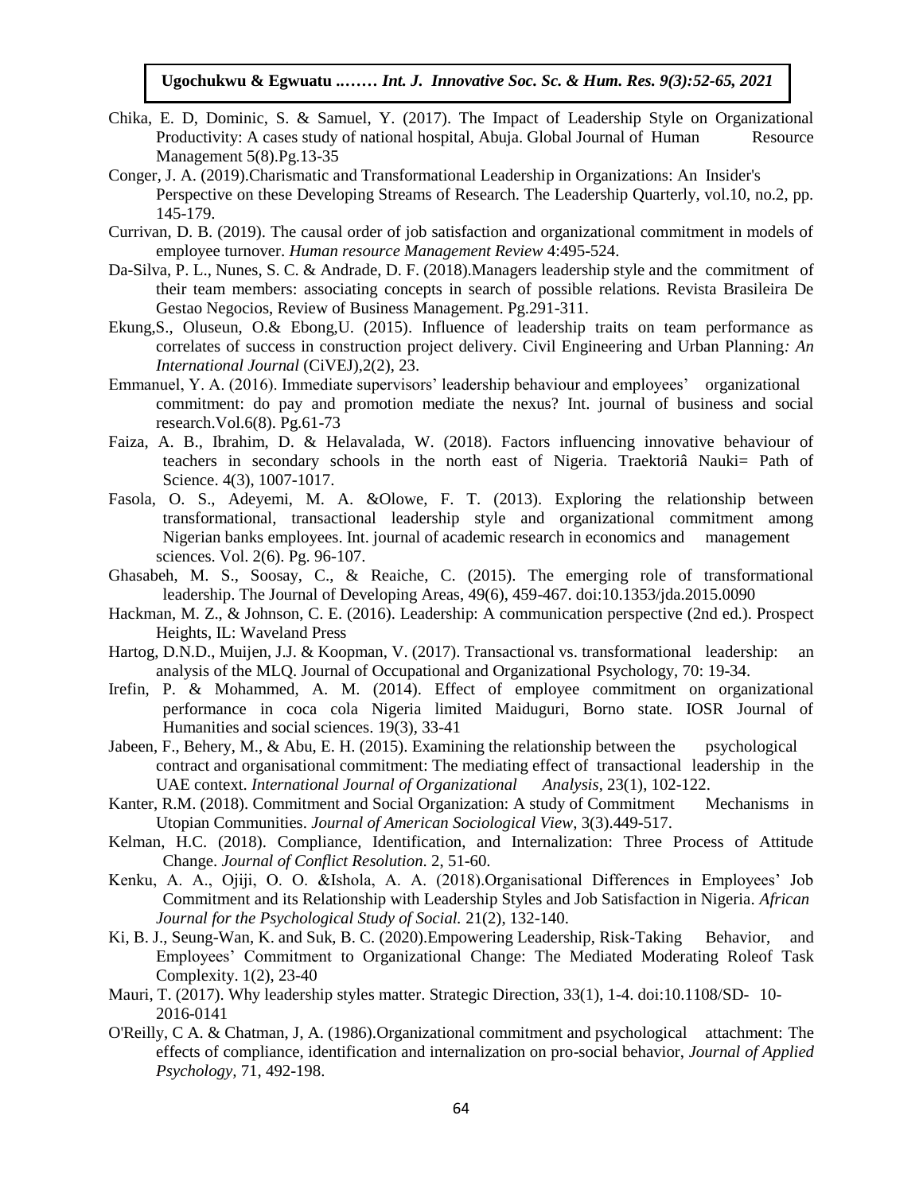Chika, E. D, Dominic, S. & Samuel, Y. (2017). The Impact of Leadership Style on Organizational Productivity: A cases study of national hospital, Abuja. Global Journal of Human Resource Management 5(8).Pg.13-35

Conger, J. A. (2019).Charismatic and Transformational Leadership in Organizations: An Insider's Perspective on these Developing Streams of Research. The Leadership Quarterly, vol.10, no.2, pp. 145-179.

Currivan, D. B. (2019). The causal order of job satisfaction and organizational commitment in models of employee turnover. *Human resource Management Review* 4:495-524.

Da-Silva, P. L., Nunes, S. C. & Andrade, D. F. (2018).Managers leadership style and the commitment of their team members: associating concepts in search of possible relations. Revista Brasileira De Gestao Negocios, Review of Business Management. Pg.291-311.

Ekung,S., Oluseun, O.& Ebong,U. (2015). Influence of leadership traits on team performance as correlates of success in construction project delivery. Civil Engineering and Urban Planning*: An International Journal* (CiVEJ),2(2), 23.

Emmanuel, Y. A. (2016). Immediate supervisors' leadership behaviour and employees' organizational commitment: do pay and promotion mediate the nexus? Int. journal of business and social research.Vol.6(8). Pg.61-73

Faiza, A. B., Ibrahim, D. & Helavalada, W. (2018). Factors influencing innovative behaviour of teachers in secondary schools in the north east of Nigeria. Traektoriâ Nauki= Path of Science. 4(3), 1007-1017.

Fasola, O. S., Adeyemi, M. A. &Olowe, F. T. (2013). Exploring the relationship between transformational, transactional leadership style and organizational commitment among Nigerian banks employees. Int. journal of academic research in economics and management sciences. Vol. 2(6). Pg. 96-107.

Ghasabeh, M. S., Soosay, C., & Reaiche, C. (2015). The emerging role of transformational leadership. The Journal of Developing Areas, 49(6), 459-467. doi:10.1353/jda.2015.0090

Hackman, M. Z., & Johnson, C. E. (2016). Leadership: A communication perspective (2nd ed.). Prospect Heights, IL: Waveland Press

Hartog, D.N.D., Muijen, J.J. & Koopman, V. (2017). Transactional vs. transformational leadership: an analysis of the MLQ. Journal of Occupational and Organizational Psychology, 70: 19-34.

Irefin, P. & Mohammed, A. M. (2014). Effect of employee commitment on organizational performance in coca cola Nigeria limited Maiduguri, Borno state. IOSR Journal of Humanities and social sciences. 19(3), 33-41

Jabeen, F., Behery, M., & Abu, E. H. (2015). Examining the relationship between the psychological contract and organisational commitment: The mediating effect of transactional leadership in the UAE context. *International Journal of Organizational Analysis*, 23(1), 102-122.

Kanter, R.M. (2018). Commitment and Social Organization: A study of Commitment Mechanisms in Utopian Communities. *Journal of American Sociological View*, 3(3).449-517.

Kelman, H.C. (2018). Compliance, Identification, and Internalization: Three Process of Attitude Change. *Journal of Conflict Resolution.* 2, 51-60.

Kenku, A. A., Ojiji, O. O. &Ishola, A. A. (2018).Organisational Differences in Employees' Job Commitment and its Relationship with Leadership Styles and Job Satisfaction in Nigeria. *African Journal for the Psychological Study of Social.* 21(2), 132-140.

Ki, B. J., Seung-Wan, K. and Suk, B. C. (2020).Empowering Leadership, Risk-Taking Behavior, and Employees' Commitment to Organizational Change: The Mediated Moderating Roleof Task Complexity. 1(2), 23-40

Mauri, T. (2017). Why leadership styles matter. Strategic Direction, 33(1), 1-4. doi:10.1108/SD- 10-2016-0141

O'Reilly, C A. & Chatman, J, A. (1986).Organizational commitment and psychological attachment: The effects of compliance, identification and internalization on pro-social behavior, *Journal of Applied Psychology,* 71, 492-198.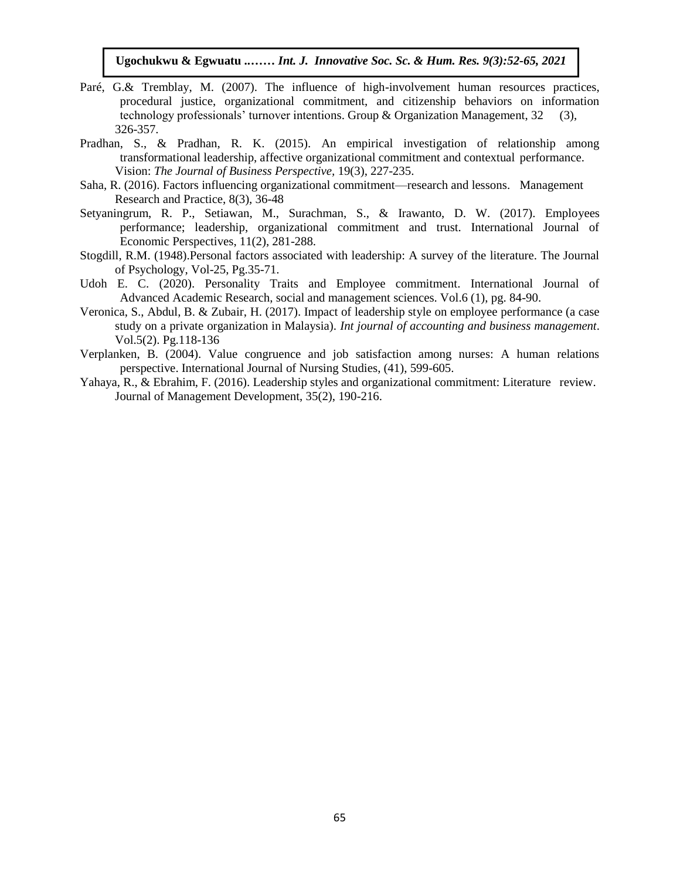Paré, G.& Tremblay, M. (2007). The influence of high-involvement human resources practices, procedural justice, organizational commitment, and citizenship behaviors on information technology professionals' turnover intentions. Group & Organization Management, 32 (3), 326-357.

Pradhan, S., & Pradhan, R. K. (2015). An empirical investigation of relationship among transformational leadership, affective organizational commitment and contextual performance. Vision: *The Journal of Business Perspective*, 19(3), 227-235.

Saha, R. (2016). Factors influencing organizational commitment—research and lessons. Management Research and Practice, 8(3), 36-48

Setyaningrum, R. P., Setiawan, M., Surachman, S., & Irawanto, D. W. (2017). Employees performance; leadership, organizational commitment and trust. International Journal of Economic Perspectives, 11(2), 281-288.

Stogdill, R.M. (1948).Personal factors associated with leadership: A survey of the literature. The Journal of Psychology, Vol-25, Pg.35-71.

Udoh E. C. (2020). Personality Traits and Employee commitment. International Journal of Advanced Academic Research, social and management sciences. Vol.6 (1), pg. 84-90.

Veronica, S., Abdul, B. & Zubair, H. (2017). Impact of leadership style on employee performance (a case study on a private organization in Malaysia). *Int journal of accounting and business management*. Vol.5(2). Pg.118-136

Verplanken, B. (2004). Value congruence and job satisfaction among nurses: A human relations perspective. International Journal of Nursing Studies, (41), 599-605.

Yahaya, R., & Ebrahim, F. (2016). Leadership styles and organizational commitment: Literature review. Journal of Management Development, 35(2), 190-216.